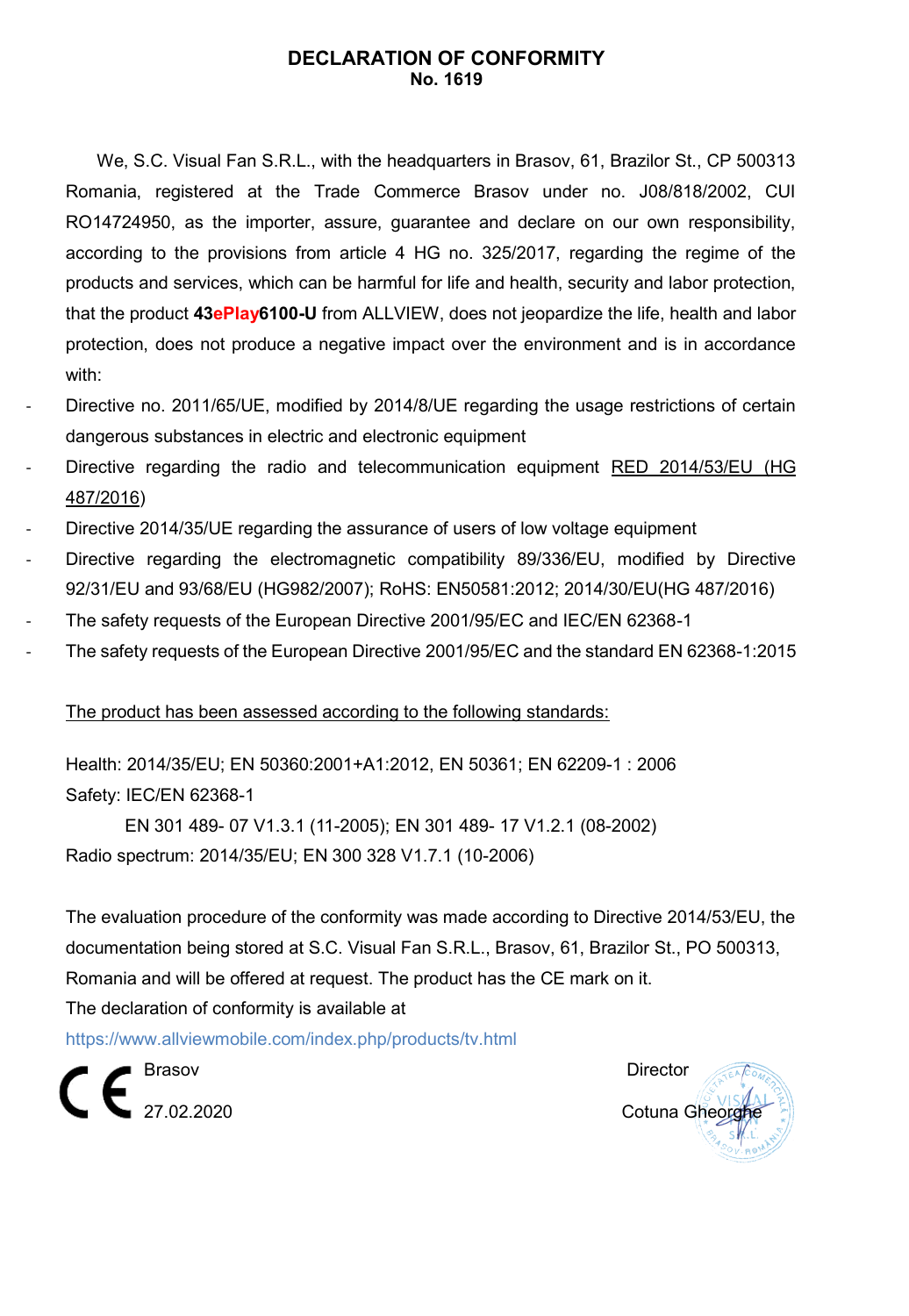# DECLARATION OF CONFORMITY
**No. 1619**

We, S.C. Visual Fan S.R.L., with the headquarters in Brasov, 61, Brazilor St., CP 500313 Romania, registered at the Trade Commerce Brasov under no. J08/818/2002, CUI RO14724950, as the importer, assure, guarantee and declare on our own responsibility, according to the provisions from article 4 HG no. 325/2017, regarding the regime of the products and services, which can be harmful for life and health, security and labor protection, that the product **43ePlay6100-U** from ALLVIEW, does not jeopardize the life, health and labor protection, does not produce a negative impact over the environment and is in accordance with:

- Directive no. 2011/65/UE, modified by 2014/8/UE regarding the usage restrictions of certain dangerous substances in electric and electronic equipment
- Directive regarding the radio and telecommunication equipment RED 2014/53/EU (HG 487/2016)
- Directive 2014/35/UE regarding the assurance of users of low voltage equipment
- Directive regarding the electromagnetic compatibility 89/336/EU, modified by Directive 92/31/EU and 93/68/EU (HG982/2007); RoHS: EN50581:2012; 2014/30/EU(HG 487/2016)
- The safety requests of the European Directive 2001/95/EC and IEC/EN 62368-1
- The safety requests of the European Directive 2001/95/EC and the standard EN 62368-1:2015

The product has been assessed according to the following standards:

Health: 2014/35/EU; EN 50360:2001+A1:2012, EN 50361; EN 62209-1 : 2006
Safety: IEC/EN 62368-1
EN 301 489- 07 V1.3.1 (11-2005); EN 301 489- 17 V1.2.1 (08-2002)
Radio spectrum: 2014/35/EU; EN 300 328 V1.7.1 (10-2006)

The evaluation procedure of the conformity was made according to Directive 2014/53/EU, the documentation being stored at S.C. Visual Fan S.R.L., Brasov, 61, Brazilor St., PO 500313, Romania and will be offered at request. The product has the CE mark on it.
The declaration of conformity is available at
https://www.allviewmobile.com/index.php/products/tv.html

Brasov
27.02.2020

Director
Cotuna Gheorghe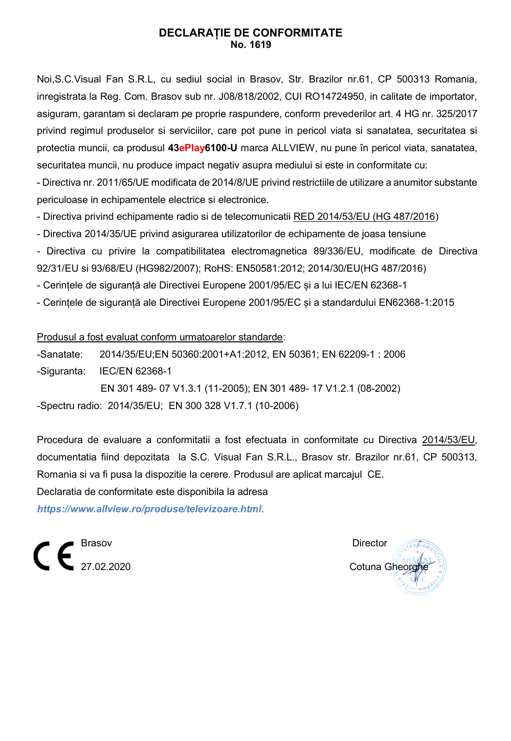# DECLARAȚIE DE CONFORMITATE
**No. 1619**

Noi,S.C.Visual Fan S.R.L, cu sediul social in Brasov, Str. Brazilor nr.61, CP 500313 Romania, inregistrata la Reg. Com. Brasov sub nr. J08/818/2002, CUI RO14724950, in calitate de importator, asiguram, garantam si declaram pe proprie raspundere, conform prevederilor art. 4 HG nr. 325/2017 privind regimul produselor si serviciilor, care pot pune in pericol viata si sanatatea, securitatea si protectia muncii, ca produsul **43ePlay6100-U** marca ALLVIEW, nu pune în pericol viata, sanatatea, securitatea muncii, nu produce impact negativ asupra mediului si este in conformitate cu:

- Directiva nr. 2011/65/UE modificata de 2014/8/UE privind restrictiile de utilizare a anumitor substante periculoase in echipamentele electrice si electronice.
- Directiva privind echipamente radio si de telecomunicatii RED 2014/53/EU (HG 487/2016)
- Directiva 2014/35/UE privind asigurarea utilizatorilor de echipamente de joasa tensiune
- Directiva cu privire la compatibilitatea electromagnetica 89/336/EU, modificate de Directiva 92/31/EU si 93/68/EU (HG982/2007); RoHS: EN50581:2012; 2014/30/EU(HG 487/2016)
- Cerințele de siguranță ale Directivei Europene 2001/95/EC și a lui IEC/EN 62368-1
- Cerințele de siguranță ale Directivei Europene 2001/95/EC și a standardului EN62368-1:2015

Produsul a fost evaluat conform urmatoarelor standarde:

-Sanatate: 2014/35/EU;EN 50360:2001+A1:2012, EN 50361; EN 62209-1 : 2006

-Siguranta: IEC/EN 62368-1

EN 301 489- 07 V1.3.1 (11-2005); EN 301 489- 17 V1.2.1 (08-2002)

-Spectru radio: 2014/35/EU; EN 300 328 V1.7.1 (10-2006)

Procedura de evaluare a conformitatii a fost efectuata in conformitate cu Directiva 2014/53/EU, documentatia fiind depozitata la S.C. Visual Fan S.R.L., Brasov str. Brazilor nr.61, CP 500313, Romania si va fi pusa la dispozitie la cerere. Produsul are aplicat marcajul CE.

Declaratia de conformitate este disponibila la adresa

***https://www.allview.ro/produse/televizoare.html***.

CE

Brasov

27.02.2020

Director

Cotuna Gheorghe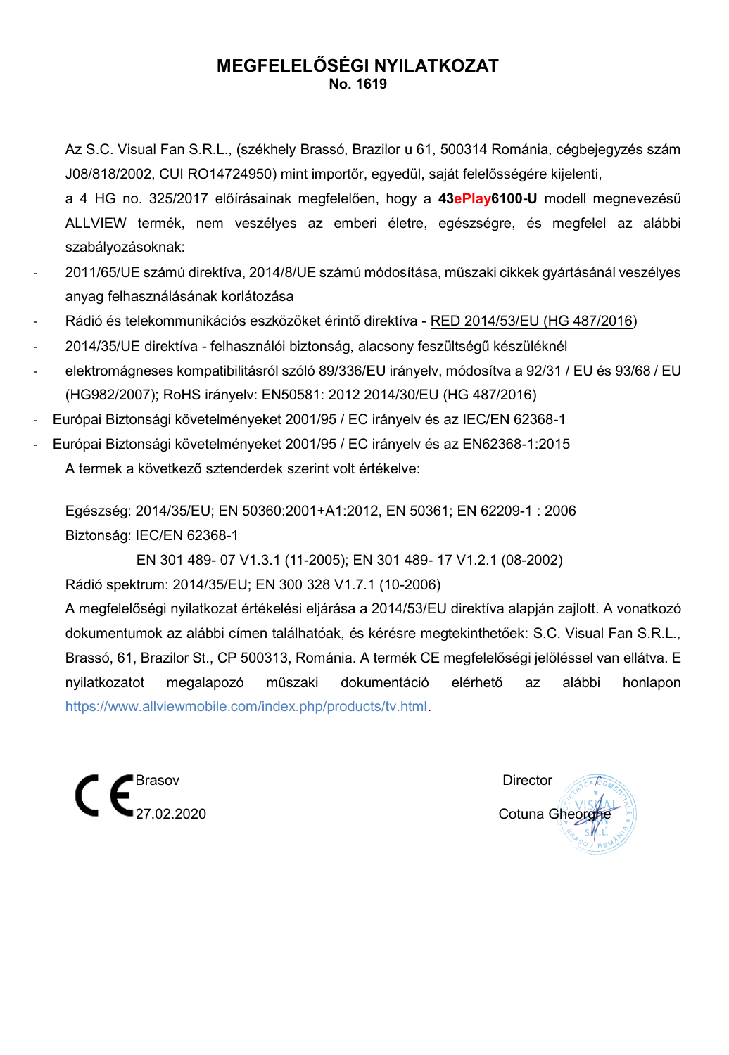# MEGFELELŐSÉGI NYILATKOZAT

**No. 1619**

Az S.C. Visual Fan S.R.L., (székhely Brassó, Brazilor u 61, 500314 Románia, cégbejegyzés szám J08/818/2002, CUI RO14724950) mint importőr, egyedül, saját felelősségére kijelenti,

a 4 HG no. 325/2017 előírásainak megfelelően, hogy a **43ePlay6100-U** modell megnevezésű ALLVIEW termék, nem veszélyes az emberi életre, egészségre, és megfelel az alábbi szabályozásoknak:

- 2011/65/UE számú direktíva, 2014/8/UE számú módosítása, műszaki cikkek gyártásánál veszélyes anyag felhasználásának korlátozása
- Rádió és telekommunikációs eszközöket érintő direktíva - RED 2014/53/EU (HG 487/2016)
- 2014/35/UE direktíva - felhasználói biztonság, alacsony feszültségű készüléknél
- elektromágneses kompatibilitásról szóló 89/336/EU irányelv, módosítva a 92/31 / EU és 93/68 / EU (HG982/2007); RoHS irányelv: EN50581: 2012 2014/30/EU (HG 487/2016)
- Európai Biztonsági követelményeket 2001/95 / EC irányelv és az IEC/EN 62368-1
- Európai Biztonsági követelményeket 2001/95 / EC irányelv és az EN62368-1:2015

A termek a következő sztenderdek szerint volt értékelve:

Egészség: 2014/35/EU; EN 50360:2001+A1:2012, EN 50361; EN 62209-1 : 2006

Biztonság: IEC/EN 62368-1

EN 301 489- 07 V1.3.1 (11-2005); EN 301 489- 17 V1.2.1 (08-2002)

Rádió spektrum: 2014/35/EU; EN 300 328 V1.7.1 (10-2006)

A megfelelőségi nyilatkozat értékelési eljárása a 2014/53/EU direktíva alapján zajlott. A vonatkozó dokumentumok az alábbi címen találhatóak, és kérésre megtekinthetőek: S.C. Visual Fan S.R.L., Brassó, 61, Brazilor St., CP 500313, Románia. A termék CE megfelelőségi jelöléssel van ellátva. E nyilatkozatot megalapozó műszaki dokumentáció elérhető az alábbi honlapon https://www.allviewmobile.com/index.php/products/tv.html.

CE

Brasov

27.02.2020

Director

Cotuna Gheorghe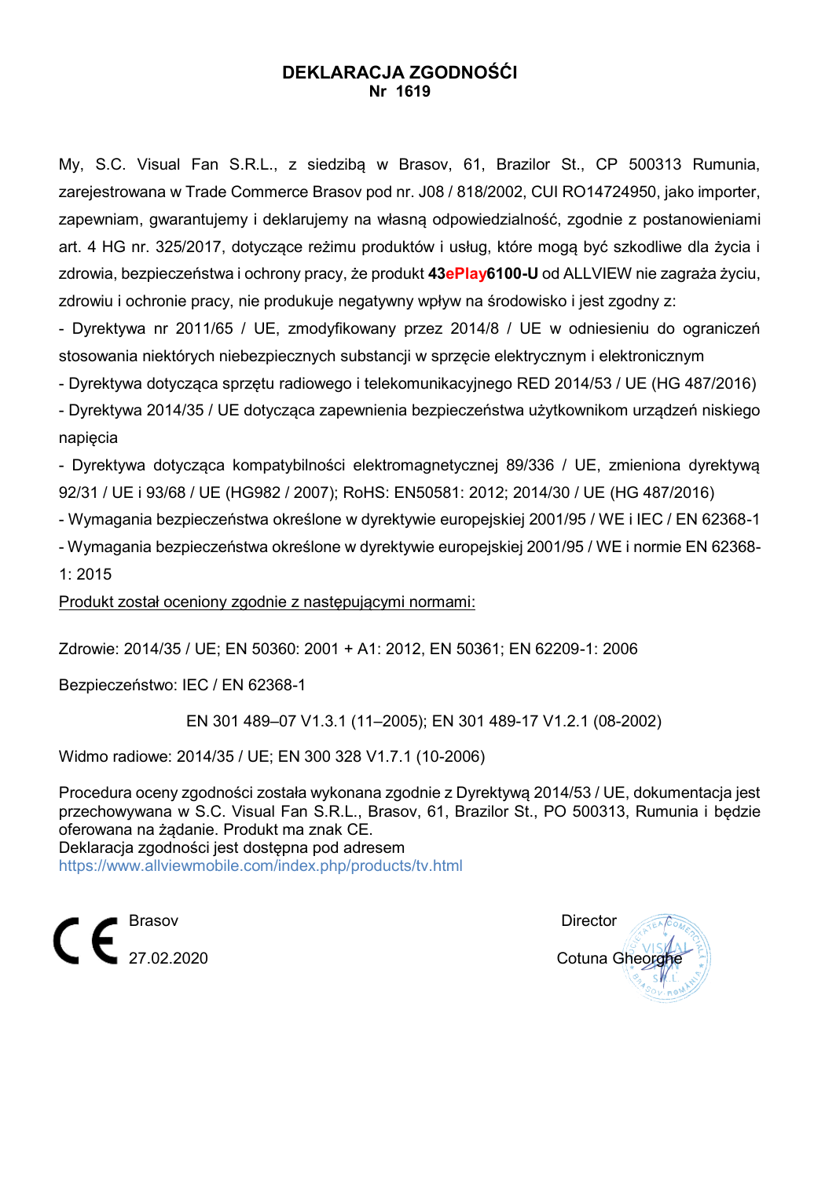# DEKLARACJA ZGODNOŚĆI
**Nr 1619**

My, S.C. Visual Fan S.R.L., z siedzibą w Brasov, 61, Brazilor St., CP 500313 Rumunia, zarejestrowana w Trade Commerce Brasov pod nr. J08 / 818/2002, CUI RO14724950, jako importer, zapewniam, gwarantujemy i deklarujemy na własną odpowiedzialność, zgodnie z postanowieniami art. 4 HG nr. 325/2017, dotyczące reżimu produktów i usług, które mogą być szkodliwe dla życia i zdrowia, bezpieczeństwa i ochrony pracy, że produkt **43ePlay6100-U** od ALLVIEW nie zagraża życiu, zdrowiu i ochronie pracy, nie produkuje negatywny wpływ na środowisko i jest zgodny z:

- Dyrektywa nr 2011/65 / UE, zmodyfikowany przez 2014/8 / UE w odniesieniu do ograniczeń stosowania niektórych niebezpiecznych substancji w sprzęcie elektrycznym i elektronicznym
- Dyrektywa dotycząca sprzętu radiowego i telekomunikacyjnego RED 2014/53 / UE (HG 487/2016)
- Dyrektywa 2014/35 / UE dotycząca zapewnienia bezpieczeństwa użytkownikom urządzeń niskiego napięcia
- Dyrektywa dotycząca kompatybilności elektromagnetycznej 89/336 / UE, zmieniona dyrektywą 92/31 / UE i 93/68 / UE (HG982 / 2007); RoHS: EN50581: 2012; 2014/30 / UE (HG 487/2016)
- Wymagania bezpieczeństwa określone w dyrektywie europejskiej 2001/95 / WE i IEC / EN 62368-1
- Wymagania bezpieczeństwa określone w dyrektywie europejskiej 2001/95 / WE i normie EN 62368-1: 2015

Produkt został oceniony zgodnie z następującymi normami:

Zdrowie: 2014/35 / UE; EN 50360: 2001 + A1: 2012, EN 50361; EN 62209-1: 2006

Bezpieczeństwo: IEC / EN 62368-1

EN 301 489–07 V1.3.1 (11–2005); EN 301 489-17 V1.2.1 (08-2002)

Widmo radiowe: 2014/35 / UE; EN 300 328 V1.7.1 (10-2006)

Procedura oceny zgodności została wykonana zgodnie z Dyrektywą 2014/53 / UE, dokumentacja jest przechowywana w S.C. Visual Fan S.R.L., Brasov, 61, Brazilor St., PO 500313, Rumunia i będzie oferowana na żądanie. Produkt ma znak CE.
Deklaracja zgodności jest dostępna pod adresem
https://www.allviewmobile.com/index.php/products/tv.html

CE

Brasov
27.02.2020

Director
Cotuna Gheorghe